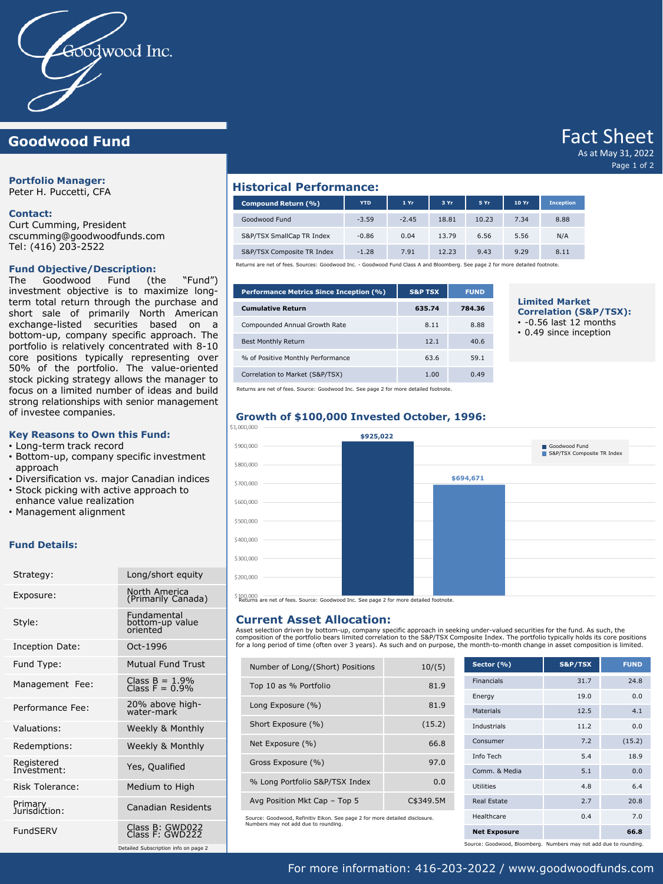Goodwood Inc.

# Goodwood Fund

## Fact Sheet

As at May 31, 2022

**Portfolio Manager:**
Peter H. Puccetti, CFA

**Contact:**
Curt Cumming, President
cscumming@goodwoodfunds.com
Tel: (416) 203-2522

**Fund Objective/Description:**
The Goodwood Fund (the "Fund") investment objective is to maximize long-term total return through the purchase and short sale of primarily North American exchange-listed securities based on a bottom-up, company specific approach. The portfolio is relatively concentrated with 8-10 core positions typically representing over 50% of the portfolio. The value-oriented stock picking strategy allows the manager to focus on a limited number of ideas and build strong relationships with senior management of investee companies.

**Key Reasons to Own this Fund:**
- Long-term track record
- Bottom-up, company specific investment approach
- Diversification vs. major Canadian indices
- Stock picking with active approach to enhance value realization
- Management alignment

**Fund Details:**

| | |
|---|---|
| Strategy: | Long/short equity |
| Exposure: | North America (Primarily Canada) |
| Style: | Fundamental bottom-up value oriented |
| Inception Date: | Oct-1996 |
| Fund Type: | Mutual Fund Trust |
| Management Fee: | Class B = 1.9% Class F = 0.9% |
| Performance Fee: | 20% above high-water-mark |
| Valuations: | Weekly & Monthly |
| Redemptions: | Weekly & Monthly |
| Registered Investment: | Yes, Qualified |
| Risk Tolerance: | Medium to High |
| Primary Jurisdiction: | Canadian Residents |
| FundSERV | Class B: GWD022 Class F: GWD222 |

Detailed Subscription info on page 2

## Historical Performance:

| Compound Return (%) | YTD | 1 Yr | 3 Yr | 5 Yr | 10 Yr | Inception |
|---|---|---|---|---|---|---|
| Goodwood Fund | -3.59 | -2.45 | 18.81 | 10.23 | 7.34 | 8.88 |
| S&P/TSX SmallCap TR Index | -0.86 | 0.04 | 13.79 | 6.56 | 5.56 | N/A |
| S&P/TSX Composite TR Index | -1.28 | 7.91 | 12.23 | 9.43 | 9.29 | 8.11 |

Returns are net of fees. Sources: Goodwood Inc. - Goodwood Fund Class A and Bloomberg. See page 2 for more detailed footnote.

| Performance Metrics Since Inception (%) | S&P TSX | FUND |
|---|---|---|
| **Cumulative Return** | **635.74** | **784.36** |
| Compounded Annual Growth Rate | 8.11 | 8.88 |
| Best Monthly Return | 12.1 | 40.6 |
| % of Positive Monthly Performance | 63.6 | 59.1 |
| Correlation to Market (S&P/TSX) | 1.00 | 0.49 |

Returns are net of fees. Source: Goodwood Inc. See page 2 for more detailed footnote.

**Limited Market Correlation (S&P/TSX):**
- -0.56 last 12 months
- 0.49 since inception

## Growth of $100,000 Invested October, 1996:

| | Value |
|---|---|
| Goodwood Fund | $925,022 |
| S&P/TSX Composite TR Index | $694,671 |

Returns are net of fees. Source: Goodwood Inc. See page 2 for more detailed footnote.

## Current Asset Allocation:

Asset selection driven by bottom-up, company specific approach in seeking under-valued securities for the fund. As such, the composition of the portfolio bears limited correlation to the S&P/TSX Composite Index. The portfolio typically holds its core positions for a long period of time (often over 3 years). As such and on purpose, the month-to-month change in asset composition is limited.

| | |
|---|---|
| Number of Long/(Short) Positions | 10/(5) |
| Top 10 as % Portfolio | 81.9 |
| Long Exposure (%) | 81.9 |
| Short Exposure (%) | (15.2) |
| Net Exposure (%) | 66.8 |
| Gross Exposure (%) | 97.0 |
| % Long Portfolio S&P/TSX Index | 0.0 |
| Avg Position Mkt Cap – Top 5 | C$349.5M |

Source: Goodwood, Refinitiv Eikon. See page 2 for more detailed disclosure. Numbers may not add due to rounding.

| Sector (%) | S&P/TSX | FUND |
|---|---|---|
| Financials | 31.7 | 24.8 |
| Energy | 19.0 | 0.0 |
| Materials | 12.5 | 4.1 |
| Industrials | 11.2 | 0.0 |
| Consumer | 7.2 | (15.2) |
| Info Tech | 5.4 | 18.9 |
| Comm. & Media | 5.1 | 0.0 |
| Utilities | 4.8 | 6.4 |
| Real Estate | 2.7 | 20.8 |
| Healthcare | 0.4 | 7.0 |
| **Net Exposure** | | **66.8** |

Source: Goodwood, Bloomberg. Numbers may not add due to rounding.

For more information: 416-203-2022 / www.goodwoodfunds.com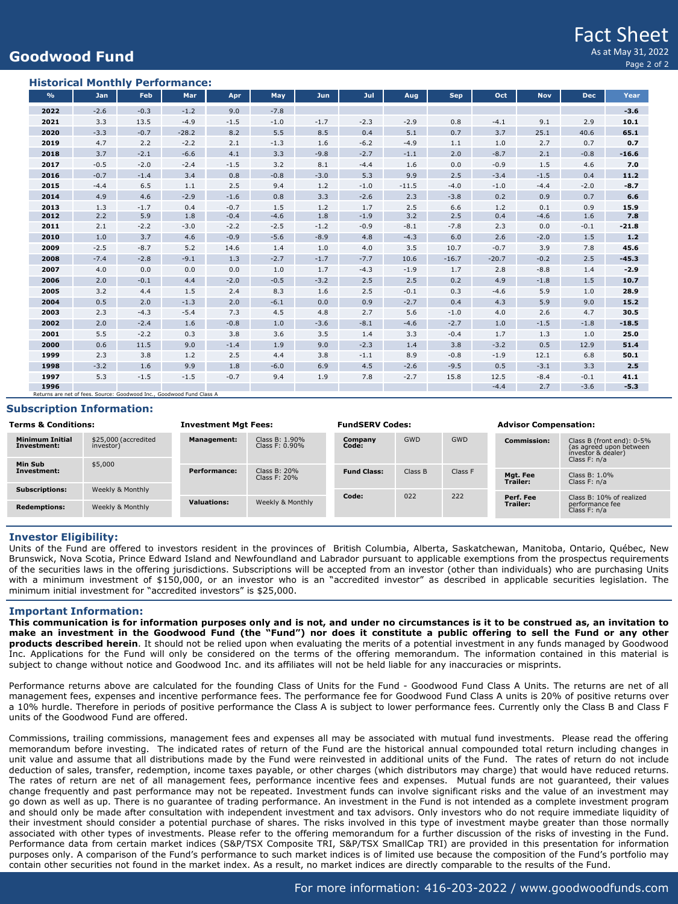# Goodwood Fund

Fact Sheet

As at May 31, 2022

## Historical Monthly Performance:

| % | Jan | Feb | Mar | Apr | May | Jun | Jul | Aug | Sep | Oct | Nov | Dec | Year |
|---|---|---|---|---|---|---|---|---|---|---|---|---|---|
| **2022** | -2.6 | -0.3 | -1.2 | 9.0 | -7.8 | | | | | | | | **-3.6** |
| **2021** | 3.3 | 13.5 | -4.9 | -1.5 | -1.0 | -1.7 | -2.3 | -2.9 | 0.8 | -4.1 | 9.1 | 2.9 | **10.1** |
| **2020** | -3.3 | -0.7 | -28.2 | 8.2 | 5.5 | 8.5 | 0.4 | 5.1 | 0.7 | 3.7 | 25.1 | 40.6 | **65.1** |
| **2019** | 4.7 | 2.2 | -2.2 | 2.1 | -1.3 | 1.6 | -6.2 | -4.9 | 1.1 | 1.0 | 2.7 | 0.7 | **0.7** |
| **2018** | 3.7 | -2.1 | -6.6 | 4.1 | 3.3 | -9.8 | -2.7 | -1.1 | 2.0 | -8.7 | 2.1 | -0.8 | **-16.6** |
| **2017** | -0.5 | -2.0 | -2.4 | -1.5 | 3.2 | 8.1 | -4.4 | 1.6 | 0.0 | -0.9 | 1.5 | 4.6 | **7.0** |
| **2016** | -0.7 | -1.4 | 3.4 | 0.8 | -0.8 | -3.0 | 5.3 | 9.9 | 2.5 | -3.4 | -1.5 | 0.4 | **11.2** |
| **2015** | -4.4 | 6.5 | 1.1 | 2.5 | 9.4 | 1.2 | -1.0 | -11.5 | -4.0 | -1.0 | -4.4 | -2.0 | **-8.7** |
| **2014** | 4.9 | 4.6 | -2.9 | -1.6 | 0.8 | 3.3 | -2.6 | 2.3 | -3.8 | 0.2 | 0.9 | 0.7 | **6.6** |
| **2013** | 1.3 | -1.7 | 0.4 | -0.7 | 1.5 | 1.2 | 1.7 | 2.5 | 6.6 | 1.2 | 0.1 | 0.9 | **15.9** |
| **2012** | 2.2 | 5.9 | 1.8 | -0.4 | -4.6 | 1.8 | -1.9 | 3.2 | 2.5 | 0.4 | -4.6 | 1.6 | **7.8** |
| **2011** | 2.1 | -2.2 | -3.0 | -2.2 | -2.5 | -1.2 | -0.9 | -8.1 | -7.8 | 2.3 | 0.0 | -0.1 | **-21.8** |
| **2010** | 1.0 | 3.7 | 4.6 | -0.9 | -5.6 | -8.9 | 4.8 | -4.3 | 6.0 | 2.6 | -2.0 | 1.5 | **1.2** |
| **2009** | -2.5 | -8.7 | 5.2 | 14.6 | 1.4 | 1.0 | 4.0 | 3.5 | 10.7 | -0.7 | 3.9 | 7.8 | **45.6** |
| **2008** | -7.4 | -2.8 | -9.1 | 1.3 | -2.7 | -1.7 | -7.7 | 10.6 | -16.7 | -20.7 | -0.2 | 2.5 | **-45.3** |
| **2007** | 4.0 | 0.0 | 0.0 | 0.0 | 1.0 | 1.7 | -4.3 | -1.9 | 1.7 | 2.8 | -8.8 | 1.4 | **-2.9** |
| **2006** | 2.0 | -0.1 | 4.4 | -2.0 | -0.5 | -3.2 | 2.5 | 2.5 | 0.2 | 4.9 | -1.8 | 1.5 | **10.7** |
| **2005** | 3.2 | 4.4 | 1.5 | 2.4 | 8.3 | 1.6 | 2.5 | -0.1 | 0.3 | -4.6 | 5.9 | 1.0 | **28.9** |
| **2004** | 0.5 | 2.0 | -1.3 | 2.0 | -6.1 | 0.0 | 0.9 | -2.7 | 0.4 | 4.3 | 5.9 | 9.0 | **15.2** |
| **2003** | 2.3 | -4.3 | -5.4 | 7.3 | 4.5 | 4.8 | 2.7 | 5.6 | -1.0 | 4.0 | 2.6 | 4.7 | **30.5** |
| **2002** | 2.0 | -2.4 | 1.6 | -0.8 | 1.0 | -3.6 | -8.1 | -4.6 | -2.7 | 1.0 | -1.5 | -1.8 | **-18.5** |
| **2001** | 5.5 | -2.2 | 0.3 | 3.8 | 3.6 | 3.5 | 1.4 | 3.3 | -0.4 | 1.7 | 1.3 | 1.0 | **25.0** |
| **2000** | 0.6 | 11.5 | 9.0 | -1.4 | 1.9 | 9.0 | -2.3 | 1.4 | 3.8 | -3.2 | 0.5 | 12.9 | **51.4** |
| **1999** | 2.3 | 3.8 | 1.2 | 2.5 | 4.4 | 3.8 | -1.1 | 8.9 | -0.8 | -1.9 | 12.1 | 6.8 | **50.1** |
| **1998** | -3.2 | 1.6 | 9.9 | 1.8 | -6.0 | 6.9 | 4.5 | -2.6 | -9.5 | 0.5 | -3.1 | 3.3 | **2.5** |
| **1997** | 5.3 | -1.5 | -1.5 | -0.7 | 9.4 | 1.9 | 7.8 | -2.7 | 15.8 | 12.5 | -8.4 | -0.1 | **41.1** |
| **1996** | | | | | | | | | | -4.4 | 2.7 | -3.6 | **-5.3** |

Returns are net of fees. Source: Goodwood Inc., Goodwood Fund Class A

## Subscription Information:

**Terms & Conditions:**

| | |
|---|---|
| **Minimum Initial Investment:** | $25,000 (accredited investor) |
| **Min Sub Investment:** | $5,000 |
| **Subscriptions:** | Weekly & Monthly |
| **Redemptions:** | Weekly & Monthly |

**Investment Mgt Fees:**

| | |
|---|---|
| **Management:** | Class B: 1.90%<br>Class F: 0.90% |
| **Performance:** | Class B: 20%<br>Class F: 20% |
| **Valuations:** | Weekly & Monthly |

**FundSERV Codes:**

| | | |
|---|---|---|
| **Company Code:** | GWD | GWD |
| **Fund Class:** | Class B | Class F |
| **Code:** | 022 | 222 |

**Advisor Compensation:**

| | |
|---|---|
| **Commission:** | Class B (front end): 0-5% (as agreed upon between investor & dealer)<br>Class F: n/a |
| **Mgt. Fee Trailer:** | Class B: 1.0%<br>Class F: n/a |
| **Perf. Fee Trailer:** | Class B: 10% of realized performance fee<br>Class F: n/a |

## Investor Eligibility:

Units of the Fund are offered to investors resident in the provinces of British Columbia, Alberta, Saskatchewan, Manitoba, Ontario, Québec, New Brunswick, Nova Scotia, Prince Edward Island and Newfoundland and Labrador pursuant to applicable exemptions from the prospectus requirements of the securities laws in the offering jurisdictions. Subscriptions will be accepted from an investor (other than individuals) who are purchasing Units with a minimum investment of $150,000, or an investor who is an "accredited investor" as described in applicable securities legislation. The minimum initial investment for "accredited investors" is $25,000.

## Important Information:

**This communication is for information purposes only and is not, and under no circumstances is it to be construed as, an invitation to make an investment in the Goodwood Fund (the "Fund") nor does it constitute a public offering to sell the Fund or any other products described herein**. It should not be relied upon when evaluating the merits of a potential investment in any funds managed by Goodwood Inc. Applications for the Fund will only be considered on the terms of the offering memorandum. The information contained in this material is subject to change without notice and Goodwood Inc. and its affiliates will not be held liable for any inaccuracies or misprints.

Performance returns above are calculated for the founding Class of Units for the Fund - Goodwood Fund Class A Units. The returns are net of all management fees, expenses and incentive performance fees. The performance fee for Goodwood Fund Class A units is 20% of positive returns over a 10% hurdle. Therefore in periods of positive performance the Class A is subject to lower performance fees. Currently only the Class B and Class F units of the Goodwood Fund are offered.

Commissions, trailing commissions, management fees and expenses all may be associated with mutual fund investments. Please read the offering memorandum before investing. The indicated rates of return of the Fund are the historical annual compounded total return including changes in unit value and assume that all distributions made by the Fund were reinvested in additional units of the Fund. The rates of return do not include deduction of sales, transfer, redemption, income taxes payable, or other charges (which distributors may charge) that would have reduced returns. The rates of return are net of all management fees, performance incentive fees and expenses. Mutual funds are not guaranteed, their values change frequently and past performance may not be repeated. Investment funds can involve significant risks and the value of an investment may go down as well as up. There is no guarantee of trading performance. An investment in the Fund is not intended as a complete investment program and should only be made after consultation with independent investment and tax advisors. Only investors who do not require immediate liquidity of their investment should consider a potential purchase of shares. The risks involved in this type of investment maybe greater than those normally associated with other types of investments. Please refer to the offering memorandum for a further discussion of the risks of investing in the Fund. Performance data from certain market indices (S&P/TSX Composite TRI, S&P/TSX SmallCap TRI) are provided in this presentation for information purposes only. A comparison of the Fund's performance to such market indices is of limited use because the composition of the Fund's portfolio may contain other securities not found in the market index. As a result, no market indices are directly comparable to the results of the Fund.

For more information: 416-203-2022 / www.goodwoodfunds.com